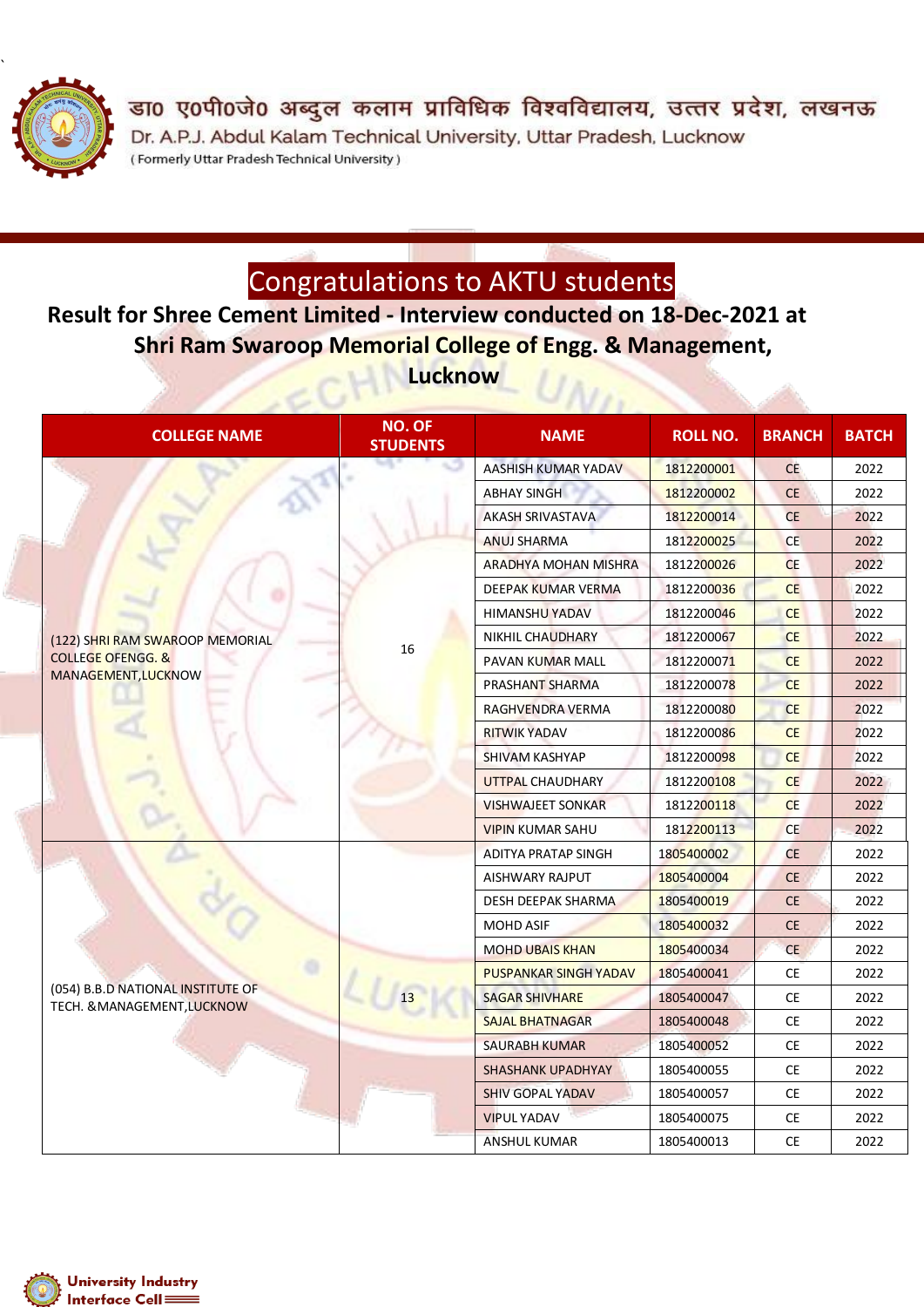डा० एपी०जे० अब्दुल कलाम प्राविधिक विश्वविद्यालय, उत्तर प्रदेश, लखनऊ

Dr. A.P.J. Abdul Kalam Technical University, Uttar Pradesh, Lucknow

( Formerly Uttar Pradesh Technical University )

# Congratulations to AKTU students

## Result for Shree Cement Limited - Interview conducted on 18-Dec-2021 at Shri Ram Swaroop Memorial College of Engg. & Management, Lucknow

| COLLEGE NAME | NO. OF STUDENTS | NAME | ROLL NO. | BRANCH | BATCH |
|---|---|---|---|---|---|
| (122) SHRI RAM SWAROOP MEMORIAL COLLEGE OFENGG. & MANAGEMENT,LUCKNOW | 16 | AASHISH KUMAR YADAV | 1812200001 | CE | 2022 |
| | | ABHAY SINGH | 1812200002 | CE | 2022 |
| | | AKASH SRIVASTAVA | 1812200014 | CE | 2022 |
| | | ANUJ SHARMA | 1812200025 | CE | 2022 |
| | | ARADHYA MOHAN MISHRA | 1812200026 | CE | 2022 |
| | | DEEPAK KUMAR VERMA | 1812200036 | CE | 2022 |
| | | HIMANSHU YADAV | 1812200046 | CE | 2022 |
| | | NIKHIL CHAUDHARY | 1812200067 | CE | 2022 |
| | | PAVAN KUMAR MALL | 1812200071 | CE | 2022 |
| | | PRASHANT SHARMA | 1812200078 | CE | 2022 |
| | | RAGHVENDRA VERMA | 1812200080 | CE | 2022 |
| | | RITWIK YADAV | 1812200086 | CE | 2022 |
| | | SHIVAM KASHYAP | 1812200098 | CE | 2022 |
| | | UTTPAL CHAUDHARY | 1812200108 | CE | 2022 |
| | | VISHWAJEET SONKAR | 1812200118 | CE | 2022 |
| | | VIPIN KUMAR SAHU | 1812200113 | CE | 2022 |
| (054) B.B.D NATIONAL INSTITUTE OF TECH. &MANAGEMENT,LUCKNOW | 13 | ADITYA PRATAP SINGH | 1805400002 | CE | 2022 |
| | | AISHWARY RAJPUT | 1805400004 | CE | 2022 |
| | | DESH DEEPAK SHARMA | 1805400019 | CE | 2022 |
| | | MOHD ASIF | 1805400032 | CE | 2022 |
| | | MOHD UBAIS KHAN | 1805400034 | CE | 2022 |
| | | PUSPANKAR SINGH YADAV | 1805400041 | CE | 2022 |
| | | SAGAR SHIVHARE | 1805400047 | CE | 2022 |
| | | SAJAL BHATNAGAR | 1805400048 | CE | 2022 |
| | | SAURABH KUMAR | 1805400052 | CE | 2022 |
| | | SHASHANK UPADHYAY | 1805400055 | CE | 2022 |
| | | SHIV GOPAL YADAV | 1805400057 | CE | 2022 |
| | | VIPUL YADAV | 1805400075 | CE | 2022 |
| | | ANSHUL KUMAR | 1805400013 | CE | 2022 |

University Industry Interface Cell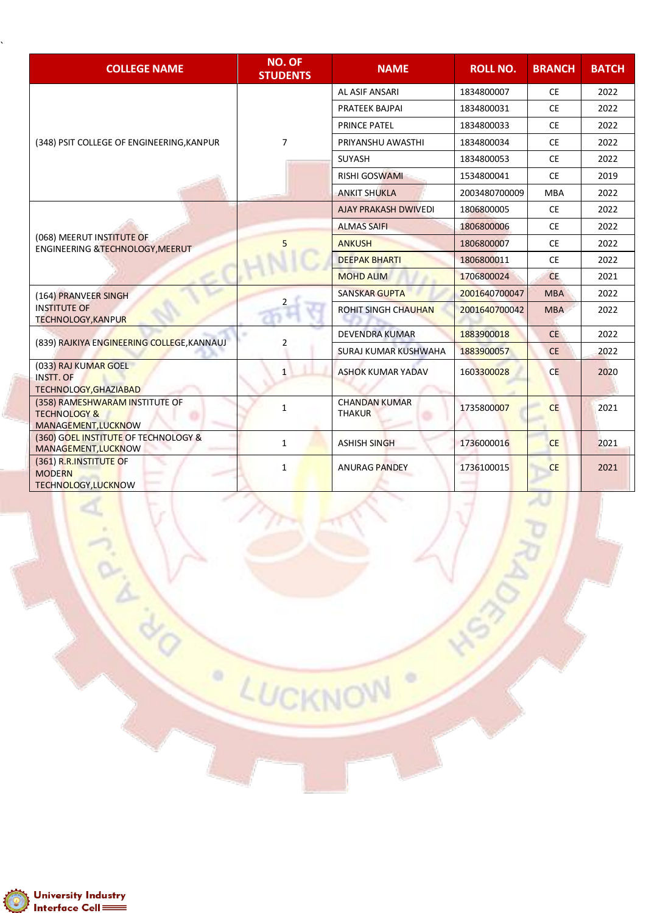| COLLEGE NAME | NO. OF STUDENTS | NAME | ROLL NO. | BRANCH | BATCH |
|---|---|---|---|---|---|
| (348) PSIT COLLEGE OF ENGINEERING,KANPUR | 7 | AL ASIF ANSARI | 1834800007 | CE | 2022 |
| | | PRATEEK BAJPAI | 1834800031 | CE | 2022 |
| | | PRINCE PATEL | 1834800033 | CE | 2022 |
| | | PRIYANSHU AWASTHI | 1834800034 | CE | 2022 |
| | | SUYASH | 1834800053 | CE | 2022 |
| | | RISHI GOSWAMI | 1534800041 | CE | 2019 |
| | | ANKIT SHUKLA | 2003480700009 | MBA | 2022 |
| (068) MEERUT INSTITUTE OF ENGINEERING &TECHNOLOGY,MEERUT | 5 | AJAY PRAKASH DWIVEDI | 1806800005 | CE | 2022 |
| | | ALMAS SAIFI | 1806800006 | CE | 2022 |
| | | ANKUSH | 1806800007 | CE | 2022 |
| | | DEEPAK BHARTI | 1806800011 | CE | 2022 |
| | | MOHD ALIM | 1706800024 | CE | 2021 |
| (164) PRANVEER SINGH INSTITUTE OF TECHNOLOGY,KANPUR | 2 | SANSKAR GUPTA | 2001640700047 | MBA | 2022 |
| | | ROHIT SINGH CHAUHAN | 2001640700042 | MBA | 2022 |
| (839) RAJKIYA ENGINEERING COLLEGE,KANNAUJ | 2 | DEVENDRA KUMAR | 1883900018 | CE | 2022 |
| | | SURAJ KUMAR KUSHWAHA | 1883900057 | CE | 2022 |
| (033) RAJ KUMAR GOEL INSTT. OF TECHNOLOGY,GHAZIABAD | 1 | ASHOK KUMAR YADAV | 1603300028 | CE | 2020 |
| (358) RAMESHWARAM INSTITUTE OF TECHNOLOGY & MANAGEMENT,LUCKNOW | 1 | CHANDAN KUMAR THAKUR | 1735800007 | CE | 2021 |
| (360) GOEL INSTITUTE OF TECHNOLOGY & MANAGEMENT,LUCKNOW | 1 | ASHISH SINGH | 1736000016 | CE | 2021 |
| (361) R.R.INSTITUTE OF MODERN TECHNOLOGY,LUCKNOW | 1 | ANURAG PANDEY | 1736100015 | CE | 2021 |